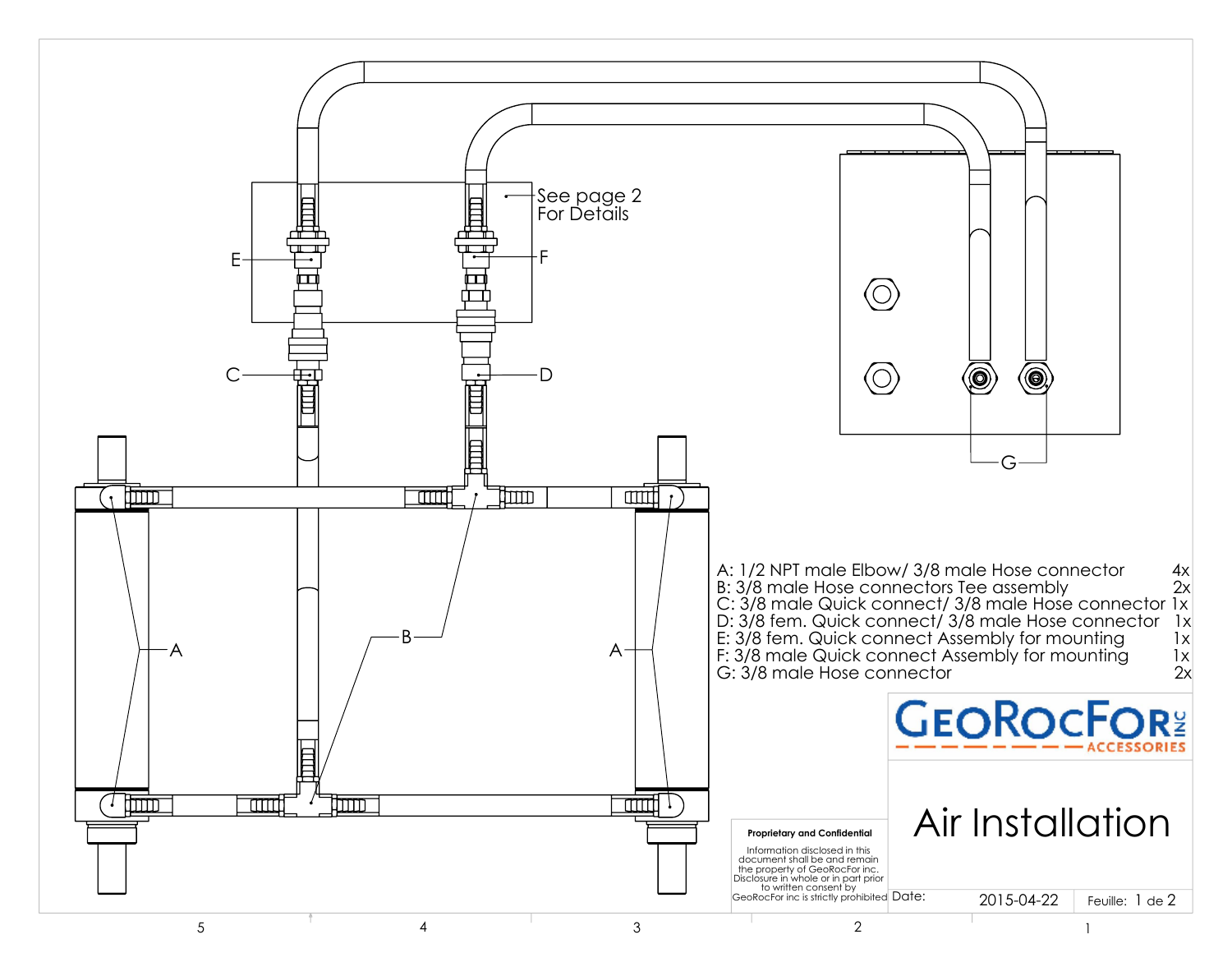See page 2
For Details

E F C D G A B A

| | | |
|---|---|---|
| A: | 1/2 NPT male Elbow/ 3/8 male Hose connector | 4x |
| B: | 3/8 male Hose connectors Tee assembly | 2x |
| C: | 3/8 male Quick connect/ 3/8 male Hose connector | 1x |
| D: | 3/8 fem. Quick connect/ 3/8 male Hose connector | 1x |
| E: | 3/8 fem. Quick connect Assembly for mounting | 1x |
| F: | 3/8 male Quick connect Assembly for mounting | 1x |
| G: | 3/8 male Hose connector | 2x |

GEOROCFOR INC
ACCESSORIES

# Air Installation

**Proprietary and Confidential**

Information disclosed in this document shall be and remain the property of GeoRocFor inc. Disclosure in whole or in part prior to written consent by GeoRocFor inc is strictly prohibited

Date: 2015-04-22

Feuille: 1 de 2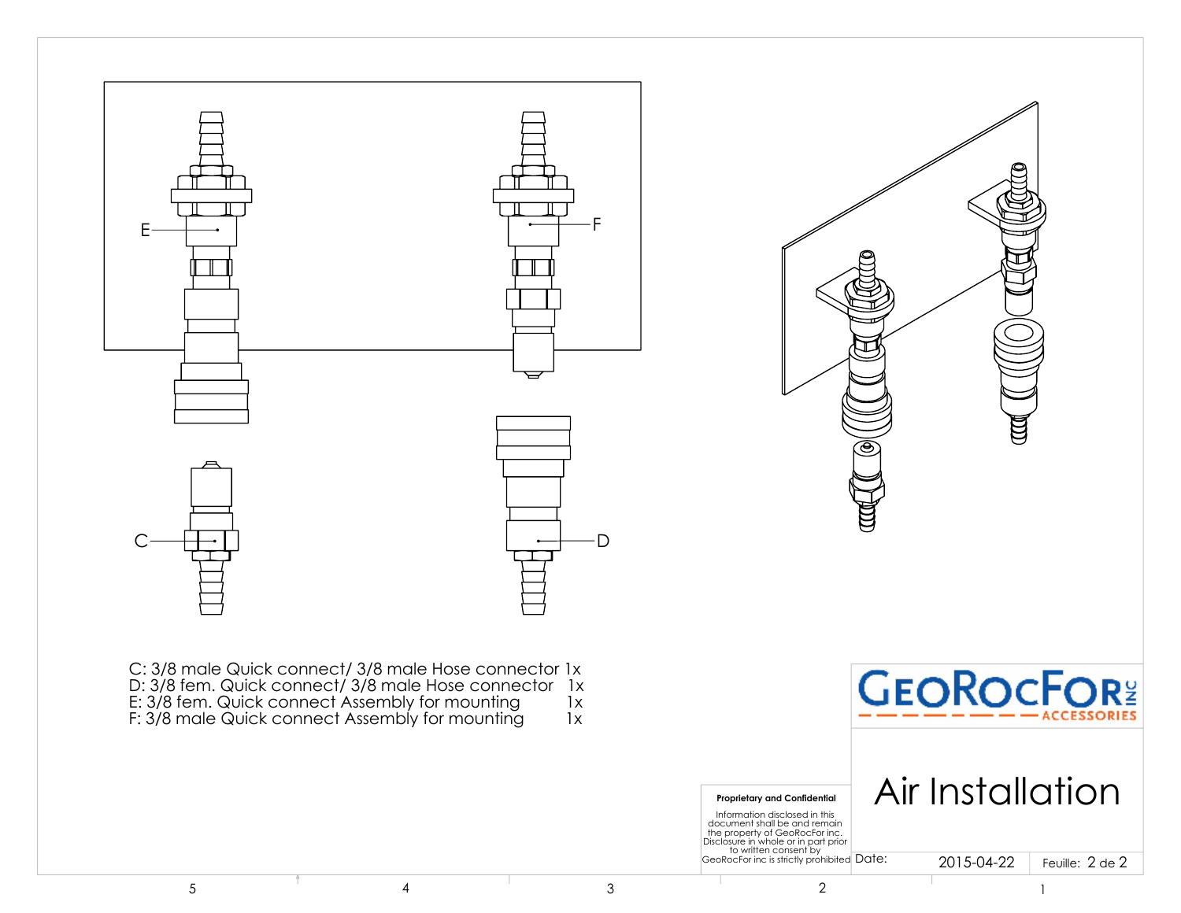E

F

C

D

C: 3/8 male Quick connect/ 3/8 male Hose connector 1x
D: 3/8 fem. Quick connect/ 3/8 male Hose connector 1x
E: 3/8 fem. Quick connect Assembly for mounting 1x
F: 3/8 male Quick connect Assembly for mounting 1x

GEOROCFOR INC
ACCESSORIES

# Air Installation

**Proprietary and Confidential**

Information disclosed in this document shall be and remain the property of GeoRocFor inc. Disclosure in whole or in part prior to written consent by GeoRocFor inc is strictly prohibited

Date: 2015-04-22

Feuille: 2 de 2